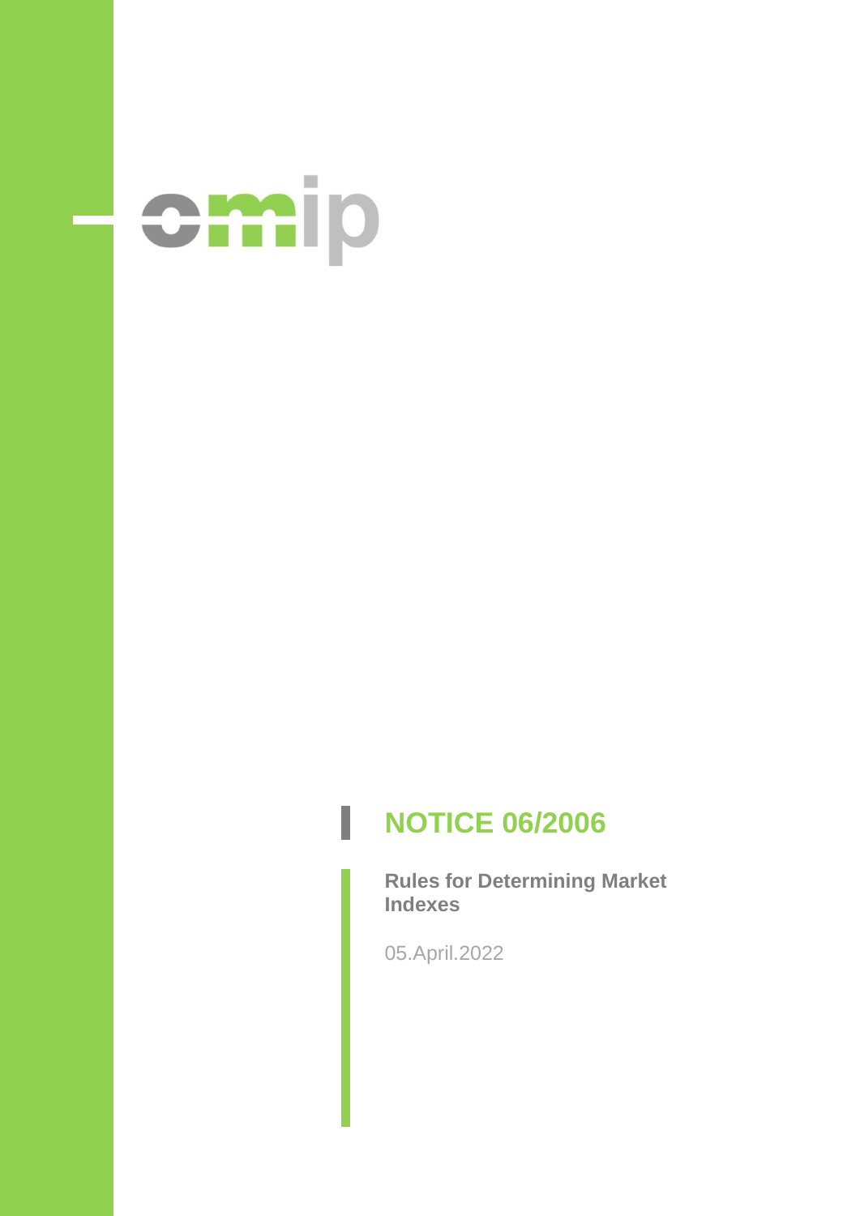omip

# NOTICE 06/2006

**Rules for Determining Market Indexes**

05.April.2022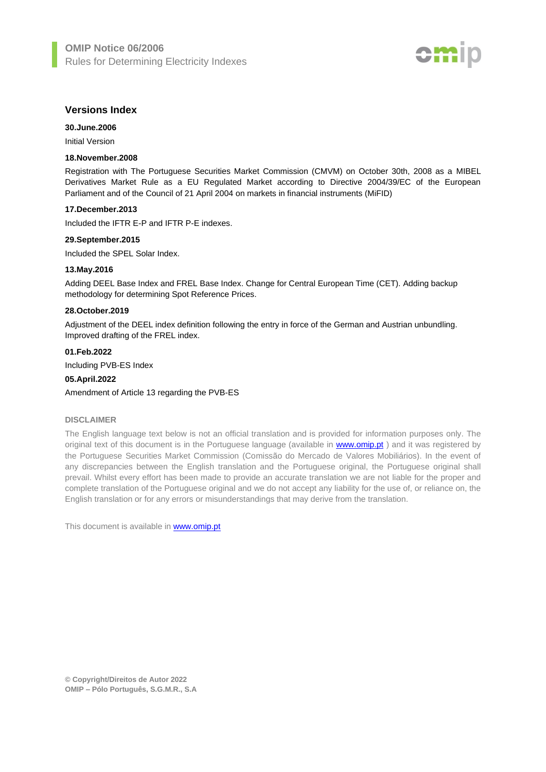## Versions Index

**30.June.2006**

Initial Version

**18.November.2008**

Registration with The Portuguese Securities Market Commission (CMVM) on October 30th, 2008 as a MIBEL Derivatives Market Rule as a EU Regulated Market according to Directive 2004/39/EC of the European Parliament and of the Council of 21 April 2004 on markets in financial instruments (MiFID)

**17.December.2013**

Included the IFTR E-P and IFTR P-E indexes.

**29.September.2015**

Included the SPEL Solar Index.

**13.May.2016**

Adding DEEL Base Index and FREL Base Index. Change for Central European Time (CET). Adding backup methodology for determining Spot Reference Prices.

**28.October.2019**

Adjustment of the DEEL index definition following the entry in force of the German and Austrian unbundling. Improved drafting of the FREL index.

**01.Feb.2022**

Including PVB-ES Index

**05.April.2022**

Amendment of Article 13 regarding the PVB-ES

**DISCLAIMER**

The English language text below is not an official translation and is provided for information purposes only. The original text of this document is in the Portuguese language (available in www.omip.pt ) and it was registered by the Portuguese Securities Market Commission (Comissão do Mercado de Valores Mobiliários). In the event of any discrepancies between the English translation and the Portuguese original, the Portuguese original shall prevail. Whilst every effort has been made to provide an accurate translation we are not liable for the proper and complete translation of the Portuguese original and we do not accept any liability for the use of, or reliance on, the English translation or for any errors or misunderstandings that may derive from the translation.

This document is available in www.omip.pt

**© Copyright/Direitos de Autor 2022**
**OMIP – Pólo Português, S.G.M.R., S.A**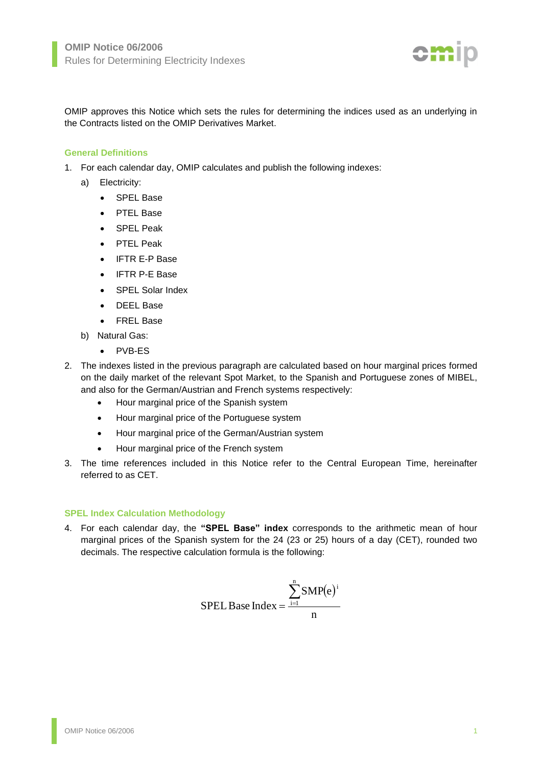OMIP approves this Notice which sets the rules for determining the indices used as an underlying in the Contracts listed on the OMIP Derivatives Market.

## General Definitions

1. For each calendar day, OMIP calculates and publish the following indexes:
   a) Electricity:
      - SPEL Base
      - PTEL Base
      - SPEL Peak
      - PTEL Peak
      - IFTR E-P Base
      - IFTR P-E Base
      - SPEL Solar Index
      - DEEL Base
      - FREL Base

   b) Natural Gas:
      - PVB-ES

2. The indexes listed in the previous paragraph are calculated based on hour marginal prices formed on the daily market of the relevant Spot Market, to the Spanish and Portuguese zones of MIBEL, and also for the German/Austrian and French systems respectively:
   - Hour marginal price of the Spanish system
   - Hour marginal price of the Portuguese system
   - Hour marginal price of the German/Austrian system
   - Hour marginal price of the French system

3. The time references included in this Notice refer to the Central European Time, hereinafter referred to as CET.

## SPEL Index Calculation Methodology

4. For each calendar day, the **"SPEL Base" index** corresponds to the arithmetic mean of hour marginal prices of the Spanish system for the 24 (23 or 25) hours of a day (CET), rounded two decimals. The respective calculation formula is the following:

$$\text{SPEL Base Index} = \frac{\sum_{i=1}^{n} \text{SMP}(e)^{i}}{n}$$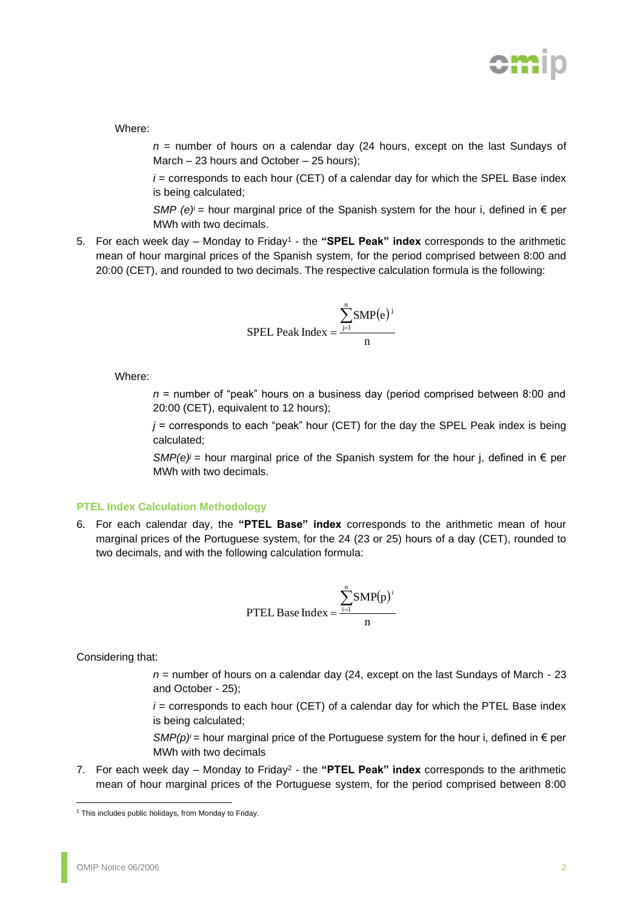Where:

$n$ = number of hours on a calendar day (24 hours, except on the last Sundays of March – 23 hours and October – 25 hours);

$i$ = corresponds to each hour (CET) of a calendar day for which the SPEL Base index is being calculated;

$SMP\ (e)^i$ = hour marginal price of the Spanish system for the hour i, defined in € per MWh with two decimals.

5. For each week day – Monday to Friday[1] - the **"SPEL Peak" index** corresponds to the arithmetic mean of hour marginal prices of the Spanish system, for the period comprised between 8:00 and 20:00 (CET), and rounded to two decimals. The respective calculation formula is the following:

$$\text{SPEL Peak Index} = \frac{\sum_{j=1}^{n} \text{SMP}(e)^j}{n}$$

Where:

$n$ = number of "peak" hours on a business day (period comprised between 8:00 and 20:00 (CET), equivalent to 12 hours);

$j$ = corresponds to each "peak" hour (CET) for the day the SPEL Peak index is being calculated;

$SMP(e)^j$ = hour marginal price of the Spanish system for the hour j, defined in € per MWh with two decimals.

### PTEL Index Calculation Methodology

6. For each calendar day, the **"PTEL Base" index** corresponds to the arithmetic mean of hour marginal prices of the Portuguese system, for the 24 (23 or 25) hours of a day (CET), rounded to two decimals, and with the following calculation formula:

$$\text{PTEL Base Index} = \frac{\sum_{i=1}^{n} \text{SMP}(p)^i}{n}$$

Considering that:

$n$ = number of hours on a calendar day (24, except on the last Sundays of March - 23 and October - 25);

$i$ = corresponds to each hour (CET) of a calendar day for which the PTEL Base index is being calculated;

$SMP(p)^i$ = hour marginal price of the Portuguese system for the hour i, defined in € per MWh with two decimals

7. For each week day – Monday to Friday[2] - the **"PTEL Peak" index** corresponds to the arithmetic mean of hour marginal prices of the Portuguese system, for the period comprised between 8:00

[1] This includes public holidays, from Monday to Friday.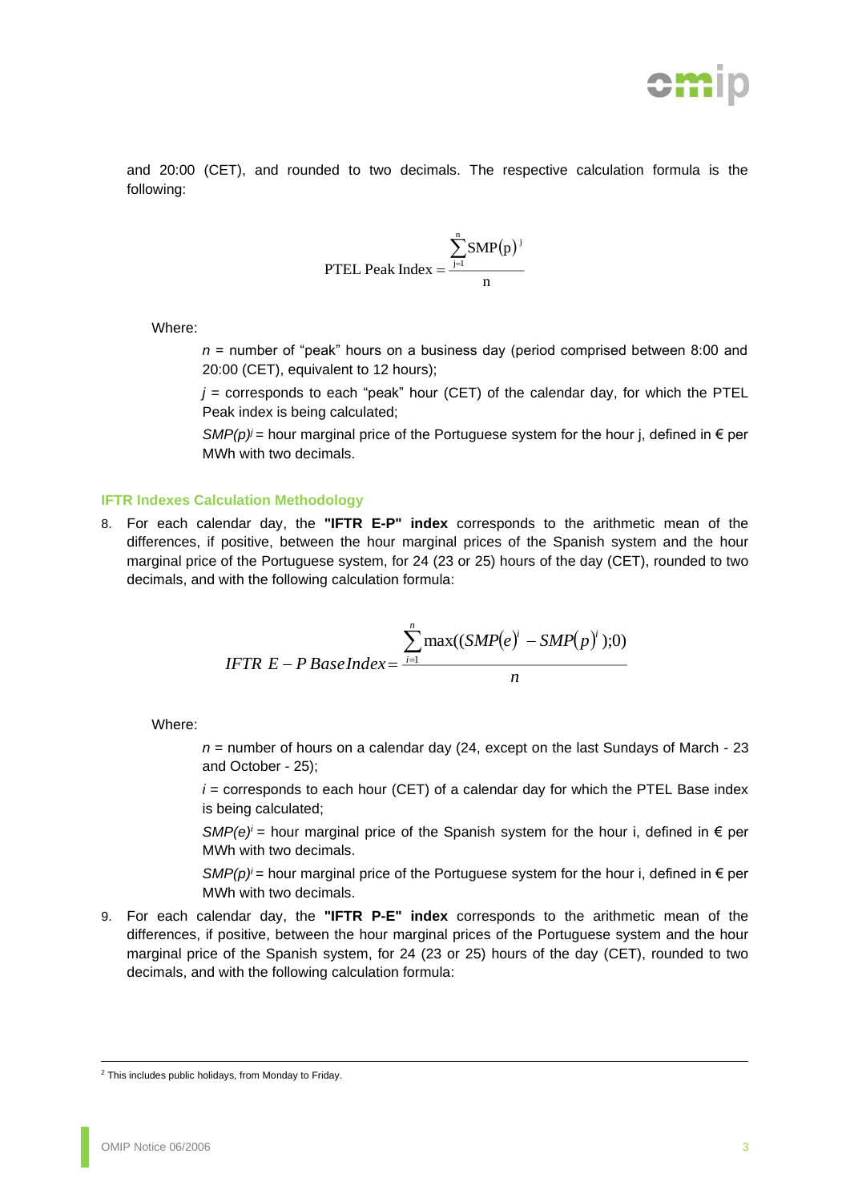and 20:00 (CET), and rounded to two decimals. The respective calculation formula is the following:

$$\text{PTEL Peak Index} = \frac{\sum_{j=1}^{n} \text{SMP}(\text{p})^{j}}{\text{n}}$$

Where:

$n$ = number of “peak” hours on a business day (period comprised between 8:00 and 20:00 (CET), equivalent to 12 hours);

$j$ = corresponds to each “peak” hour (CET) of the calendar day, for which the PTEL Peak index is being calculated;

$SMP(p)^j$ = hour marginal price of the Portuguese system for the hour j, defined in € per MWh with two decimals.

### IFTR Indexes Calculation Methodology

8. For each calendar day, the **"IFTR E-P" index** corresponds to the arithmetic mean of the differences, if positive, between the hour marginal prices of the Spanish system and the hour marginal price of the Portuguese system, for 24 (23 or 25) hours of the day (CET), rounded to two decimals, and with the following calculation formula:

$$IFTR\ E-P\ Base\,Index = \frac{\sum_{i=1}^{n} \max((SMP(e)^{i} - SMP(p)^{i});0)}{n}$$

Where:

$n$ = number of hours on a calendar day (24, except on the last Sundays of March - 23 and October - 25);

$i$ = corresponds to each hour (CET) of a calendar day for which the PTEL Base index is being calculated;

$SMP(e)^i$ = hour marginal price of the Spanish system for the hour i, defined in € per MWh with two decimals.

$SMP(p)^i$ = hour marginal price of the Portuguese system for the hour i, defined in € per MWh with two decimals.

9. For each calendar day, the **"IFTR P-E" index** corresponds to the arithmetic mean of the differences, if positive, between the hour marginal prices of the Portuguese system and the hour marginal price of the Spanish system, for 24 (23 or 25) hours of the day (CET), rounded to two decimals, and with the following calculation formula:

---

[2] This includes public holidays, from Monday to Friday.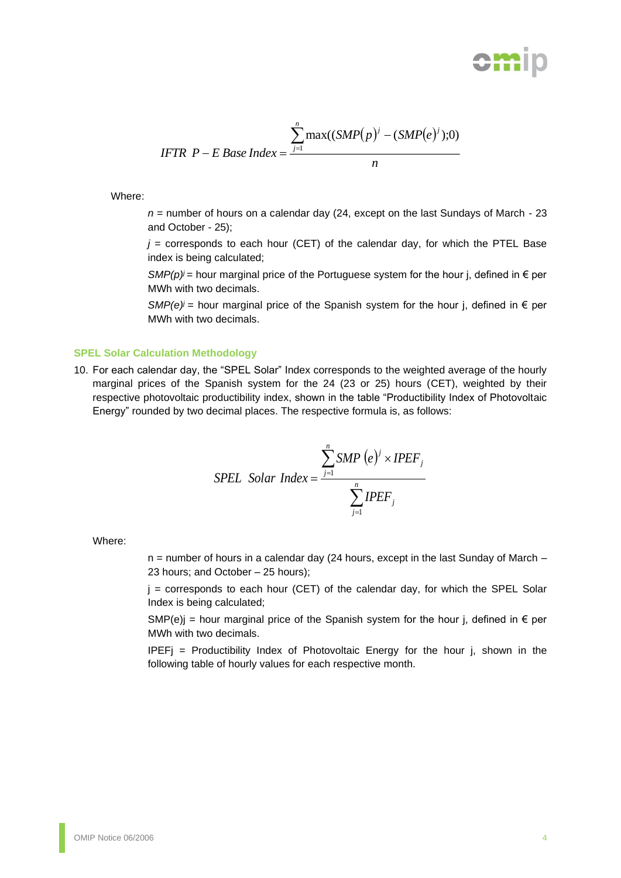$$IFTR\ \ P-E\ Base\ Index = \frac{\sum_{j=1}^{n} \max((SMP(p)^{j} - (SMP(e)^{j});0)}{n}$$

Where:

> *n* = number of hours on a calendar day (24, except on the last Sundays of March - 23 and October - 25);
>
> *j* = corresponds to each hour (CET) of the calendar day, for which the PTEL Base index is being calculated;
>
> $SMP(p)^j$ = hour marginal price of the Portuguese system for the hour j, defined in € per MWh with two decimals.
>
> $SMP(e)^j$ = hour marginal price of the Spanish system for the hour j, defined in € per MWh with two decimals.

### SPEL Solar Calculation Methodology

10. For each calendar day, the "SPEL Solar" Index corresponds to the weighted average of the hourly marginal prices of the Spanish system for the 24 (23 or 25) hours (CET), weighted by their respective photovoltaic productibility index, shown in the table "Productibility Index of Photovoltaic Energy" rounded by two decimal places. The respective formula is, as follows:

$$SPEL\ \ Solar\ Index = \frac{\sum_{j=1}^{n} SMP\ (e)^{j} \times IPEF_{j}}{\sum_{j=1}^{n} IPEF_{j}}$$

Where:

> n = number of hours in a calendar day (24 hours, except in the last Sunday of March – 23 hours; and October – 25 hours);
>
> j = corresponds to each hour (CET) of the calendar day, for which the SPEL Solar Index is being calculated;
>
> SMP(e)j = hour marginal price of the Spanish system for the hour j, defined in € per MWh with two decimals.
>
> IPEFj = Productibility Index of Photovoltaic Energy for the hour j, shown in the following table of hourly values for each respective month.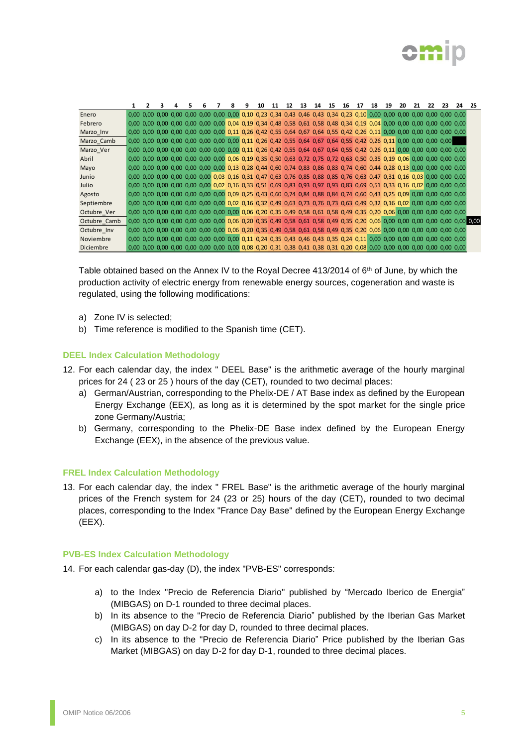| | 1 | 2 | 3 | 4 | 5 | 6 | 7 | 8 | 9 | 10 | 11 | 12 | 13 | 14 | 15 | 16 | 17 | 18 | 19 | 20 | 21 | 22 | 23 | 24 | 25 |
|---|---|---|---|---|---|---|---|---|---|---|---|---|---|---|---|---|---|---|---|---|---|---|---|---|---|
| Enero | 0,00 | 0,00 | 0,00 | 0,00 | 0,00 | 0,00 | 0,00 | 0,00 | 0,10 | 0,23 | 0,34 | 0,43 | 0,46 | 0,43 | 0,34 | 0,23 | 0,10 | 0,00 | 0,00 | 0,00 | 0,00 | 0,00 | 0,00 | 0,00 | |
| Febrero | 0,00 | 0,00 | 0,00 | 0,00 | 0,00 | 0,00 | 0,00 | 0,04 | 0,19 | 0,34 | 0,48 | 0,58 | 0,61 | 0,58 | 0,48 | 0,34 | 0,19 | 0,04 | 0,00 | 0,00 | 0,00 | 0,00 | 0,00 | 0,00 | |
| Marzo_Inv | 0,00 | 0,00 | 0,00 | 0,00 | 0,00 | 0,00 | 0,00 | 0,11 | 0,26 | 0,42 | 0,55 | 0,64 | 0,67 | 0,64 | 0,55 | 0,42 | 0,26 | 0,11 | 0,00 | 0,00 | 0,00 | 0,00 | 0,00 | 0,00 | |
| Marzo_Camb | 0,00 | 0,00 | 0,00 | 0,00 | 0,00 | 0,00 | 0,00 | 0,00 | 0,11 | 0,26 | 0,42 | 0,55 | 0,64 | 0,67 | 0,64 | 0,55 | 0,42 | 0,26 | 0,11 | 0,00 | 0,00 | 0,00 | 0,00 | | |
| Marzo_Ver | 0,00 | 0,00 | 0,00 | 0,00 | 0,00 | 0,00 | 0,00 | 0,00 | 0,11 | 0,26 | 0,42 | 0,55 | 0,64 | 0,67 | 0,64 | 0,55 | 0,42 | 0,26 | 0,11 | 0,00 | 0,00 | 0,00 | 0,00 | 0,00 | |
| Abril | 0,00 | 0,00 | 0,00 | 0,00 | 0,00 | 0,00 | 0,00 | 0,06 | 0,19 | 0,35 | 0,50 | 0,63 | 0,72 | 0,75 | 0,72 | 0,63 | 0,50 | 0,35 | 0,19 | 0,06 | 0,00 | 0,00 | 0,00 | 0,00 | |
| Mayo | 0,00 | 0,00 | 0,00 | 0,00 | 0,00 | 0,00 | 0,00 | 0,13 | 0,28 | 0,44 | 0,60 | 0,74 | 0,83 | 0,86 | 0,83 | 0,74 | 0,60 | 0,44 | 0,28 | 0,13 | 0,00 | 0,00 | 0,00 | 0,00 | |
| Junio | 0,00 | 0,00 | 0,00 | 0,00 | 0,00 | 0,00 | 0,03 | 0,16 | 0,31 | 0,47 | 0,63 | 0,76 | 0,85 | 0,88 | 0,85 | 0,76 | 0,63 | 0,47 | 0,31 | 0,16 | 0,03 | 0,00 | 0,00 | 0,00 | |
| Julio | 0,00 | 0,00 | 0,00 | 0,00 | 0,00 | 0,00 | 0,02 | 0,16 | 0,33 | 0,51 | 0,69 | 0,83 | 0,93 | 0,97 | 0,93 | 0,83 | 0,69 | 0,51 | 0,33 | 0,16 | 0,02 | 0,00 | 0,00 | 0,00 | |
| Agosto | 0,00 | 0,00 | 0,00 | 0,00 | 0,00 | 0,00 | 0,00 | 0,09 | 0,25 | 0,43 | 0,60 | 0,74 | 0,84 | 0,88 | 0,84 | 0,74 | 0,60 | 0,43 | 0,25 | 0,09 | 0,00 | 0,00 | 0,00 | 0,00 | |
| Septiembre | 0,00 | 0,00 | 0,00 | 0,00 | 0,00 | 0,00 | 0,00 | 0,02 | 0,16 | 0,32 | 0,49 | 0,63 | 0,73 | 0,76 | 0,73 | 0,63 | 0,49 | 0,32 | 0,16 | 0,02 | 0,00 | 0,00 | 0,00 | 0,00 | |
| Octubre_Ver | 0,00 | 0,00 | 0,00 | 0,00 | 0,00 | 0,00 | 0,00 | 0,00 | 0,06 | 0,20 | 0,35 | 0,49 | 0,58 | 0,61 | 0,58 | 0,49 | 0,35 | 0,20 | 0,06 | 0,00 | 0,00 | 0,00 | 0,00 | 0,00 | |
| Octubre_Camb | 0,00 | 0,00 | 0,00 | 0,00 | 0,00 | 0,00 | 0,00 | 0,06 | 0,20 | 0,35 | 0,49 | 0,58 | 0,61 | 0,58 | 0,49 | 0,35 | 0,20 | 0,06 | 0,00 | 0,00 | 0,00 | 0,00 | 0,00 | 0,00 | 0,00 |
| Octubre_Inv | 0,00 | 0,00 | 0,00 | 0,00 | 0,00 | 0,00 | 0,00 | 0,06 | 0,20 | 0,35 | 0,49 | 0,58 | 0,61 | 0,58 | 0,49 | 0,35 | 0,20 | 0,06 | 0,00 | 0,00 | 0,00 | 0,00 | 0,00 | 0,00 | |
| Noviembre | 0,00 | 0,00 | 0,00 | 0,00 | 0,00 | 0,00 | 0,00 | 0,00 | 0,11 | 0,24 | 0,35 | 0,43 | 0,46 | 0,43 | 0,35 | 0,24 | 0,11 | 0,00 | 0,00 | 0,00 | 0,00 | 0,00 | 0,00 | 0,00 | |
| Diciembre | 0,00 | 0,00 | 0,00 | 0,00 | 0,00 | 0,00 | 0,00 | 0,00 | 0,08 | 0,20 | 0,31 | 0,38 | 0,41 | 0,38 | 0,31 | 0,20 | 0,08 | 0,00 | 0,00 | 0,00 | 0,00 | 0,00 | 0,00 | 0,00 | |

Table obtained based on the Annex IV to the Royal Decree 413/2014 of 6th of June, by which the production activity of electric energy from renewable energy sources, cogeneration and waste is regulated, using the following modifications:

a) Zone IV is selected;
b) Time reference is modified to the Spanish time (CET).

### DEEL Index Calculation Methodology

12. For each calendar day, the index " DEEL Base" is the arithmetic average of the hourly marginal prices for 24 ( 23 or 25 ) hours of the day (CET), rounded to two decimal places:
    a) German/Austrian, corresponding to the Phelix-DE / AT Base index as defined by the European Energy Exchange (EEX), as long as it is determined by the spot market for the single price zone Germany/Austria;
    b) Germany, corresponding to the Phelix-DE Base index defined by the European Energy Exchange (EEX), in the absence of the previous value.

### FREL Index Calculation Methodology

13. For each calendar day, the index " FREL Base" is the arithmetic average of the hourly marginal prices of the French system for 24 (23 or 25) hours of the day (CET), rounded to two decimal places, corresponding to the Index "France Day Base" defined by the European Energy Exchange (EEX).

### PVB-ES Index Calculation Methodology

14. For each calendar gas-day (D), the index "PVB-ES" corresponds:

    a) to the Index "Precio de Referencia Diario" published by "Mercado Iberico de Energia" (MIBGAS) on D-1 rounded to three decimal places.
    b) In its absence to the "Precio de Referencia Diario" published by the Iberian Gas Market (MIBGAS) on day D-2 for day D, rounded to three decimal places.
    c) In its absence to the "Precio de Referencia Diario" Price published by the Iberian Gas Market (MIBGAS) on day D-2 for day D-1, rounded to three decimal places.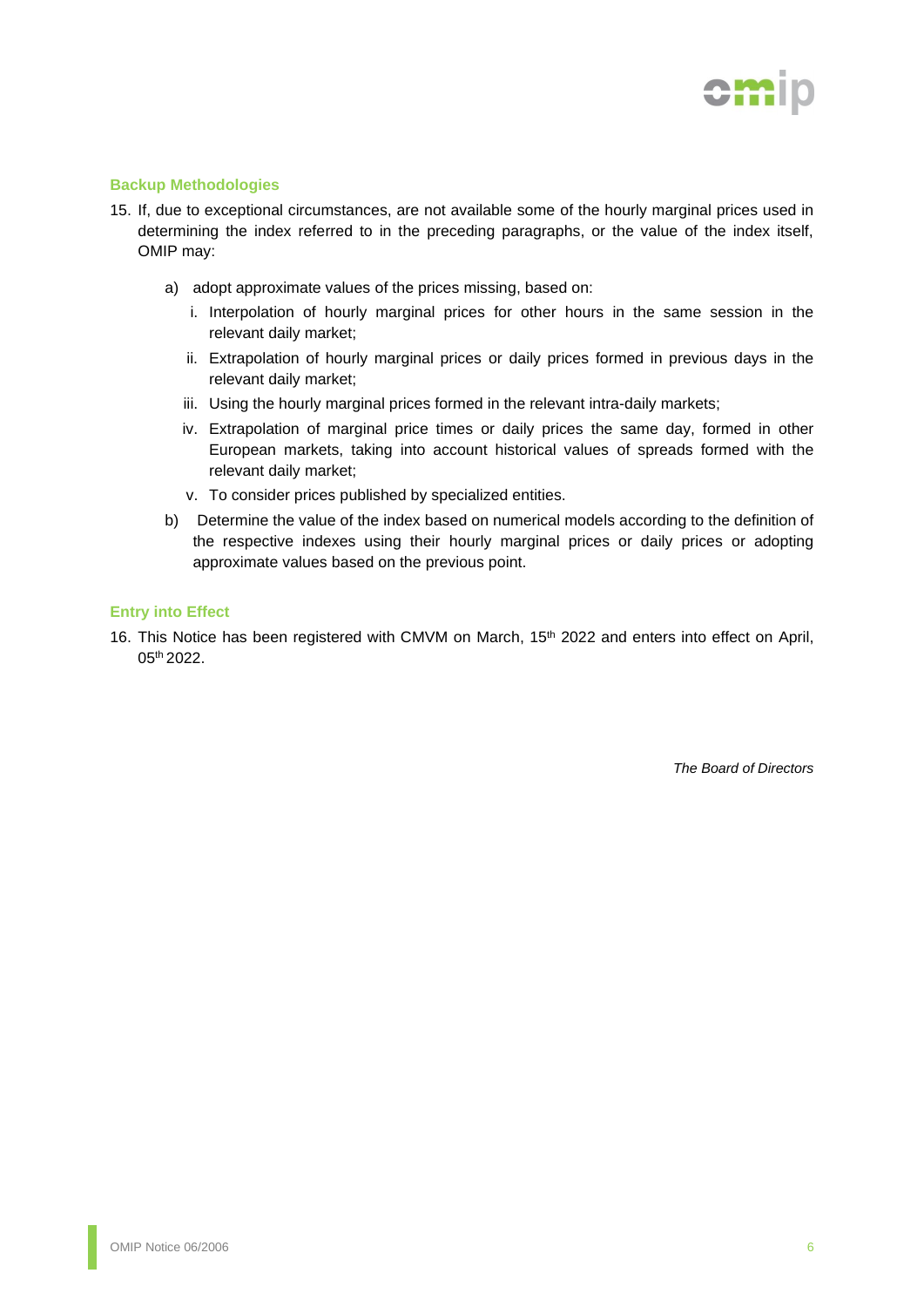### Backup Methodologies

15. If, due to exceptional circumstances, are not available some of the hourly marginal prices used in determining the index referred to in the preceding paragraphs, or the value of the index itself, OMIP may:

    a) adopt approximate values of the prices missing, based on:

       i. Interpolation of hourly marginal prices for other hours in the same session in the relevant daily market;

       ii. Extrapolation of hourly marginal prices or daily prices formed in previous days in the relevant daily market;

       iii. Using the hourly marginal prices formed in the relevant intra-daily markets;

       iv. Extrapolation of marginal price times or daily prices the same day, formed in other European markets, taking into account historical values of spreads formed with the relevant daily market;

       v. To consider prices published by specialized entities.

    b) Determine the value of the index based on numerical models according to the definition of the respective indexes using their hourly marginal prices or daily prices or adopting approximate values based on the previous point.

### Entry into Effect

16. This Notice has been registered with CMVM on March, 15th 2022 and enters into effect on April, 05th 2022.

*The Board of Directors*